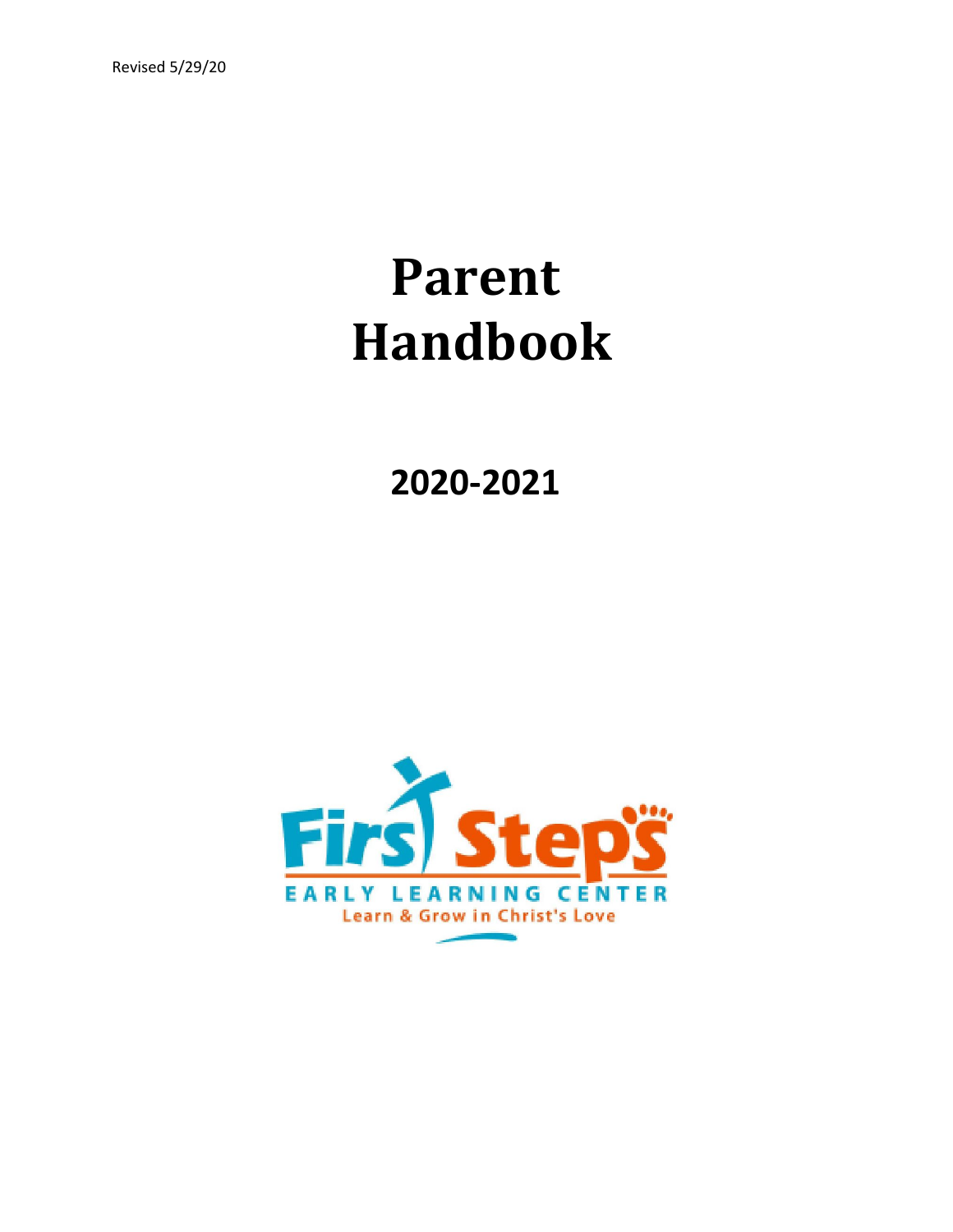Revised 5/29/20

# Parent Handbook

## 2020-2021

First Steps

EARLY LEARNING CENTER

Learn & Grow in Christ's Love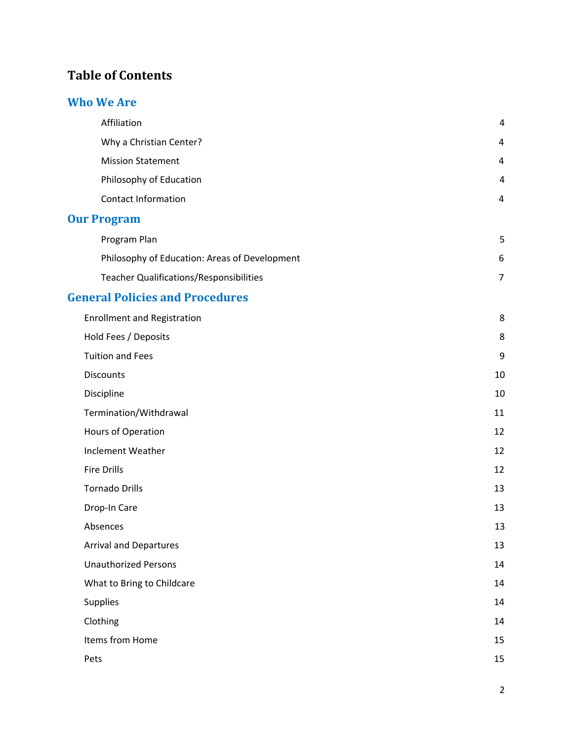# Table of Contents

## Who We Are

| | |
|---|---|
| Affiliation | 4 |
| Why a Christian Center? | 4 |
| Mission Statement | 4 |
| Philosophy of Education | 4 |
| Contact Information | 4 |

## Our Program

| | |
|---|---|
| Program Plan | 5 |
| Philosophy of Education: Areas of Development | 6 |
| Teacher Qualifications/Responsibilities | 7 |

## General Policies and Procedures

| | |
|---|---|
| Enrollment and Registration | 8 |
| Hold Fees / Deposits | 8 |
| Tuition and Fees | 9 |
| Discounts | 10 |
| Discipline | 10 |
| Termination/Withdrawal | 11 |
| Hours of Operation | 12 |
| Inclement Weather | 12 |
| Fire Drills | 12 |
| Tornado Drills | 13 |
| Drop-In Care | 13 |
| Absences | 13 |
| Arrival and Departures | 13 |
| Unauthorized Persons | 14 |
| What to Bring to Childcare | 14 |
| Supplies | 14 |
| Clothing | 14 |
| Items from Home | 15 |
| Pets | 15 |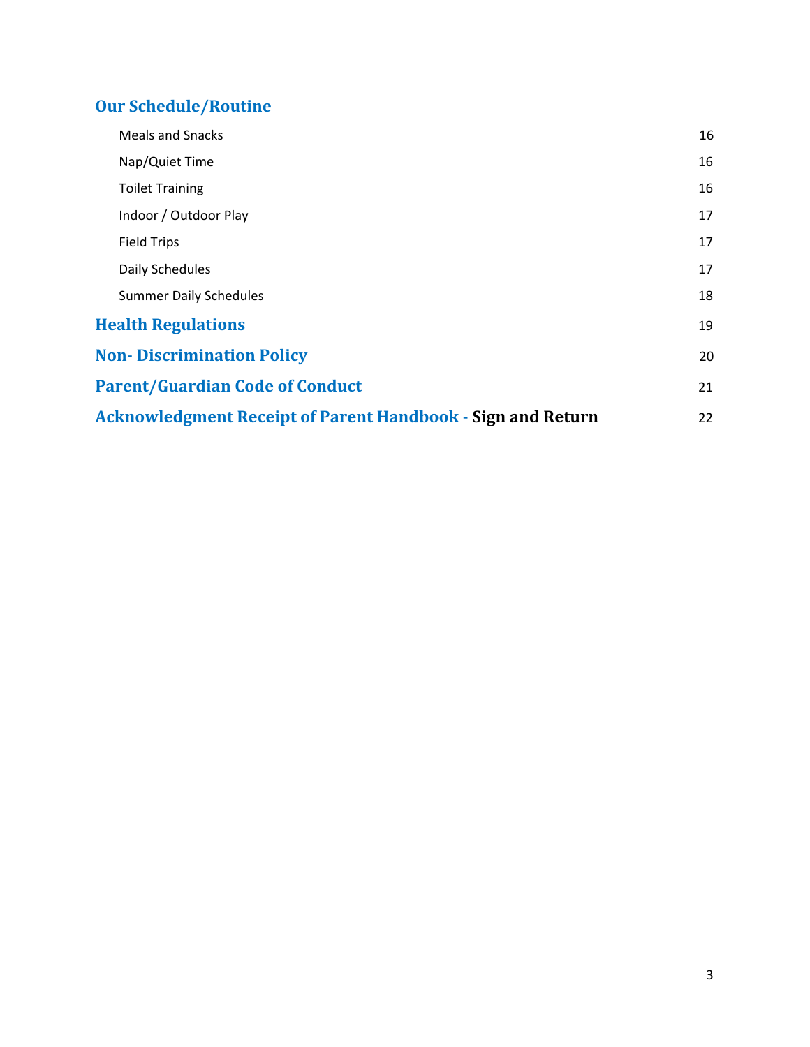## Our Schedule/Routine

| | |
|---|---|
| Meals and Snacks | 16 |
| Nap/Quiet Time | 16 |
| Toilet Training | 16 |
| Indoor / Outdoor Play | 17 |
| Field Trips | 17 |
| Daily Schedules | 17 |
| Summer Daily Schedules | 18 |

## Health Regulations 19

## Non- Discrimination Policy 20

## Parent/Guardian Code of Conduct 21

## Acknowledgment Receipt of Parent Handbook - **Sign and Return** 22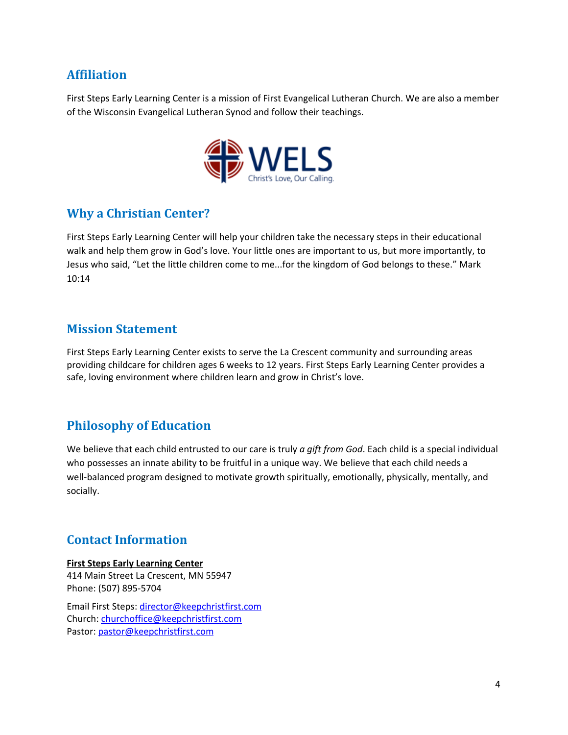## Affiliation

First Steps Early Learning Center is a mission of First Evangelical Lutheran Church. We are also a member of the Wisconsin Evangelical Lutheran Synod and follow their teachings.

## Why a Christian Center?

First Steps Early Learning Center will help your children take the necessary steps in their educational walk and help them grow in God's love. Your little ones are important to us, but more importantly, to Jesus who said, "Let the little children come to me...for the kingdom of God belongs to these." Mark 10:14

## Mission Statement

First Steps Early Learning Center exists to serve the La Crescent community and surrounding areas providing childcare for children ages 6 weeks to 12 years. First Steps Early Learning Center provides a safe, loving environment where children learn and grow in Christ's love.

## Philosophy of Education

We believe that each child entrusted to our care is truly *a gift from God*. Each child is a special individual who possesses an innate ability to be fruitful in a unique way. We believe that each child needs a well-balanced program designed to motivate growth spiritually, emotionally, physically, mentally, and socially.

## Contact Information

**First Steps Early Learning Center**
414 Main Street La Crescent, MN 55947
Phone: (507) 895-5704

Email First Steps: director@keepchristfirst.com
Church: churchoffice@keepchristfirst.com
Pastor: pastor@keepchristfirst.com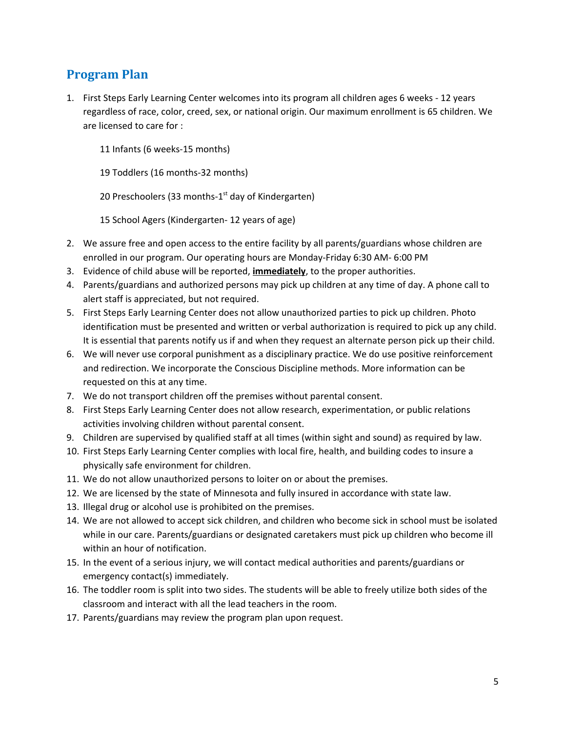## Program Plan

1. First Steps Early Learning Center welcomes into its program all children ages 6 weeks - 12 years regardless of race, color, creed, sex, or national origin. Our maximum enrollment is 65 children. We are licensed to care for :

   11 Infants (6 weeks-15 months)

   19 Toddlers (16 months-32 months)

   20 Preschoolers (33 months-1st day of Kindergarten)

   15 School Agers (Kindergarten- 12 years of age)

2. We assure free and open access to the entire facility by all parents/guardians whose children are enrolled in our program. Our operating hours are Monday-Friday 6:30 AM- 6:00 PM
3. Evidence of child abuse will be reported, **immediately**, to the proper authorities.
4. Parents/guardians and authorized persons may pick up children at any time of day. A phone call to alert staff is appreciated, but not required.
5. First Steps Early Learning Center does not allow unauthorized parties to pick up children. Photo identification must be presented and written or verbal authorization is required to pick up any child. It is essential that parents notify us if and when they request an alternate person pick up their child.
6. We will never use corporal punishment as a disciplinary practice. We do use positive reinforcement and redirection. We incorporate the Conscious Discipline methods. More information can be requested on this at any time.
7. We do not transport children off the premises without parental consent.
8. First Steps Early Learning Center does not allow research, experimentation, or public relations activities involving children without parental consent.
9. Children are supervised by qualified staff at all times (within sight and sound) as required by law.
10. First Steps Early Learning Center complies with local fire, health, and building codes to insure a physically safe environment for children.
11. We do not allow unauthorized persons to loiter on or about the premises.
12. We are licensed by the state of Minnesota and fully insured in accordance with state law.
13. Illegal drug or alcohol use is prohibited on the premises.
14. We are not allowed to accept sick children, and children who become sick in school must be isolated while in our care. Parents/guardians or designated caretakers must pick up children who become ill within an hour of notification.
15. In the event of a serious injury, we will contact medical authorities and parents/guardians or emergency contact(s) immediately.
16. The toddler room is split into two sides. The students will be able to freely utilize both sides of the classroom and interact with all the lead teachers in the room.
17. Parents/guardians may review the program plan upon request.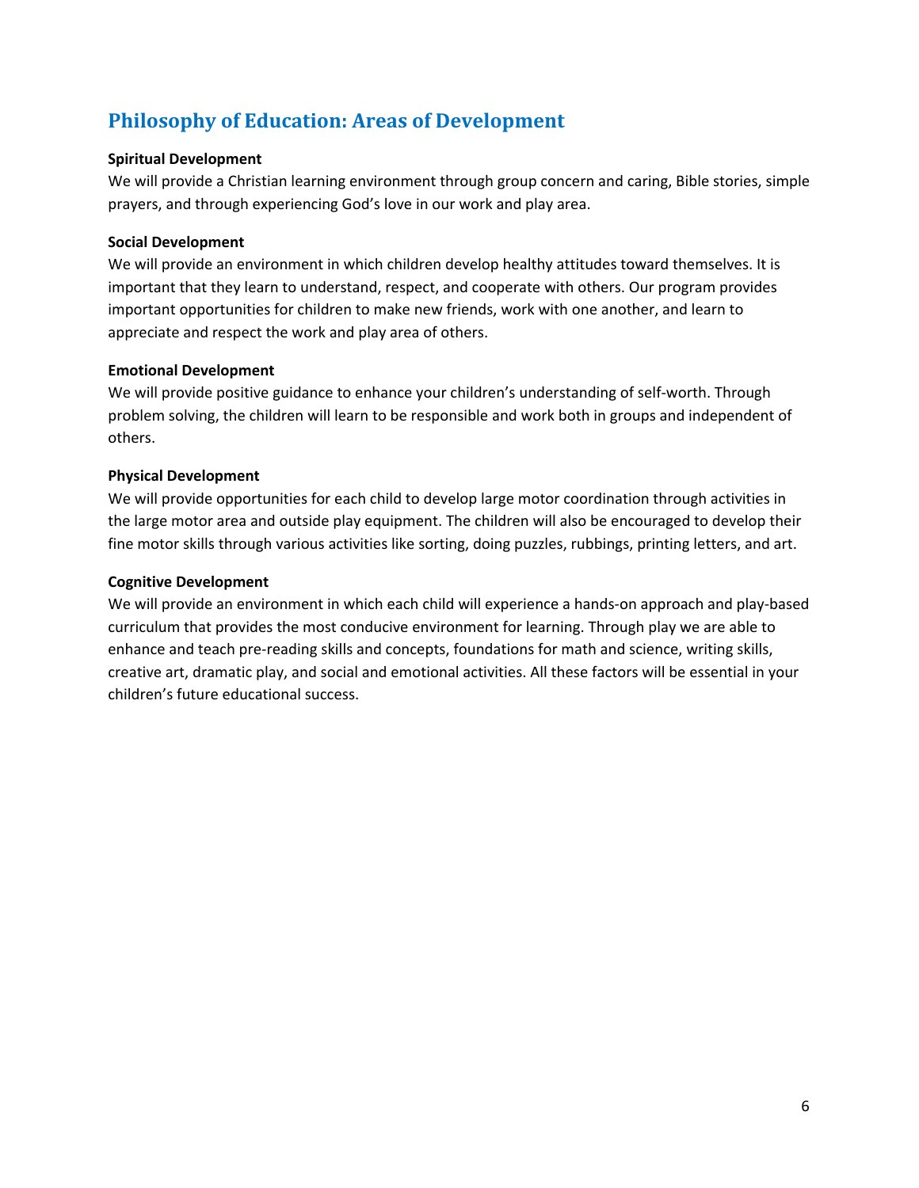## Philosophy of Education: Areas of Development

**Spiritual Development**
We will provide a Christian learning environment through group concern and caring, Bible stories, simple prayers, and through experiencing God's love in our work and play area.

**Social Development**
We will provide an environment in which children develop healthy attitudes toward themselves. It is important that they learn to understand, respect, and cooperate with others. Our program provides important opportunities for children to make new friends, work with one another, and learn to appreciate and respect the work and play area of others.

**Emotional Development**
We will provide positive guidance to enhance your children's understanding of self-worth. Through problem solving, the children will learn to be responsible and work both in groups and independent of others.

**Physical Development**
We will provide opportunities for each child to develop large motor coordination through activities in the large motor area and outside play equipment. The children will also be encouraged to develop their fine motor skills through various activities like sorting, doing puzzles, rubbings, printing letters, and art.

**Cognitive Development**
We will provide an environment in which each child will experience a hands-on approach and play-based curriculum that provides the most conducive environment for learning. Through play we are able to enhance and teach pre-reading skills and concepts, foundations for math and science, writing skills, creative art, dramatic play, and social and emotional activities. All these factors will be essential in your children's future educational success.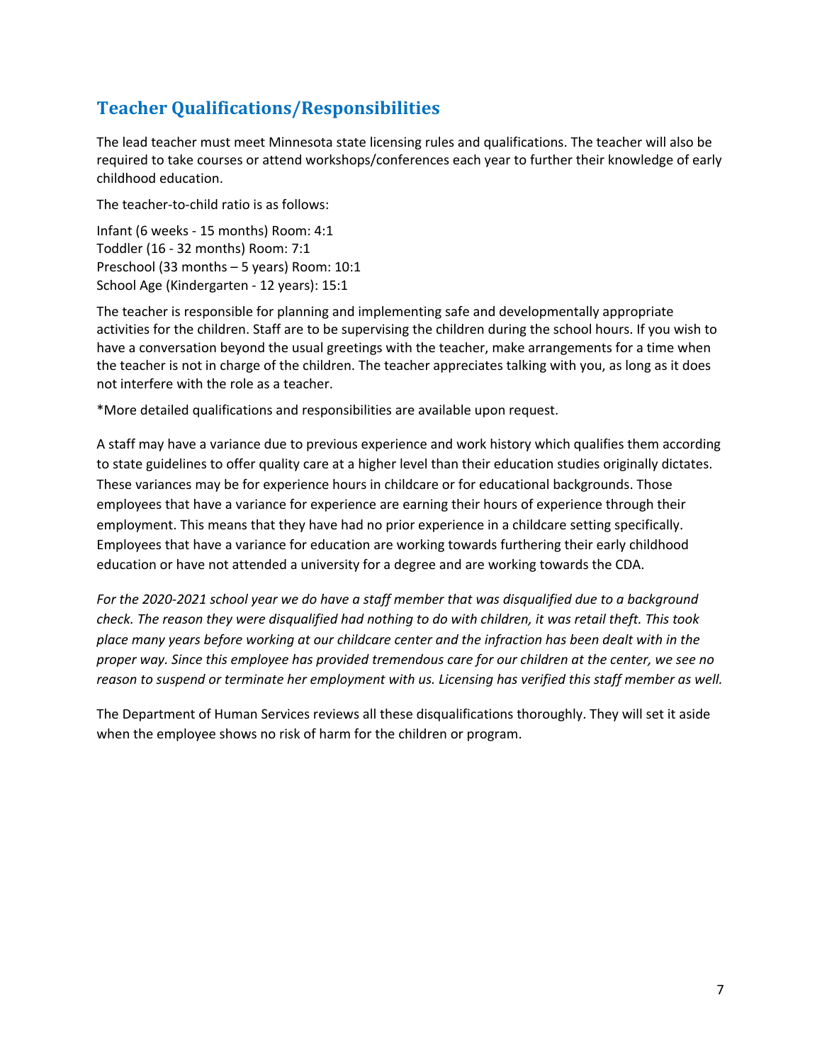## Teacher Qualifications/Responsibilities

The lead teacher must meet Minnesota state licensing rules and qualifications. The teacher will also be required to take courses or attend workshops/conferences each year to further their knowledge of early childhood education.

The teacher-to-child ratio is as follows:

Infant (6 weeks - 15 months) Room: 4:1
Toddler (16 - 32 months) Room: 7:1
Preschool (33 months – 5 years) Room: 10:1
School Age (Kindergarten - 12 years): 15:1

The teacher is responsible for planning and implementing safe and developmentally appropriate activities for the children. Staff are to be supervising the children during the school hours. If you wish to have a conversation beyond the usual greetings with the teacher, make arrangements for a time when the teacher is not in charge of the children. The teacher appreciates talking with you, as long as it does not interfere with the role as a teacher.

*More detailed qualifications and responsibilities are available upon request.

A staff may have a variance due to previous experience and work history which qualifies them according to state guidelines to offer quality care at a higher level than their education studies originally dictates. These variances may be for experience hours in childcare or for educational backgrounds. Those employees that have a variance for experience are earning their hours of experience through their employment. This means that they have had no prior experience in a childcare setting specifically. Employees that have a variance for education are working towards furthering their early childhood education or have not attended a university for a degree and are working towards the CDA.

*For the 2020-2021 school year we do have a staff member that was disqualified due to a background check. The reason they were disqualified had nothing to do with children, it was retail theft. This took place many years before working at our childcare center and the infraction has been dealt with in the proper way. Since this employee has provided tremendous care for our children at the center, we see no reason to suspend or terminate her employment with us. Licensing has verified this staff member as well.*

The Department of Human Services reviews all these disqualifications thoroughly. They will set it aside when the employee shows no risk of harm for the children or program.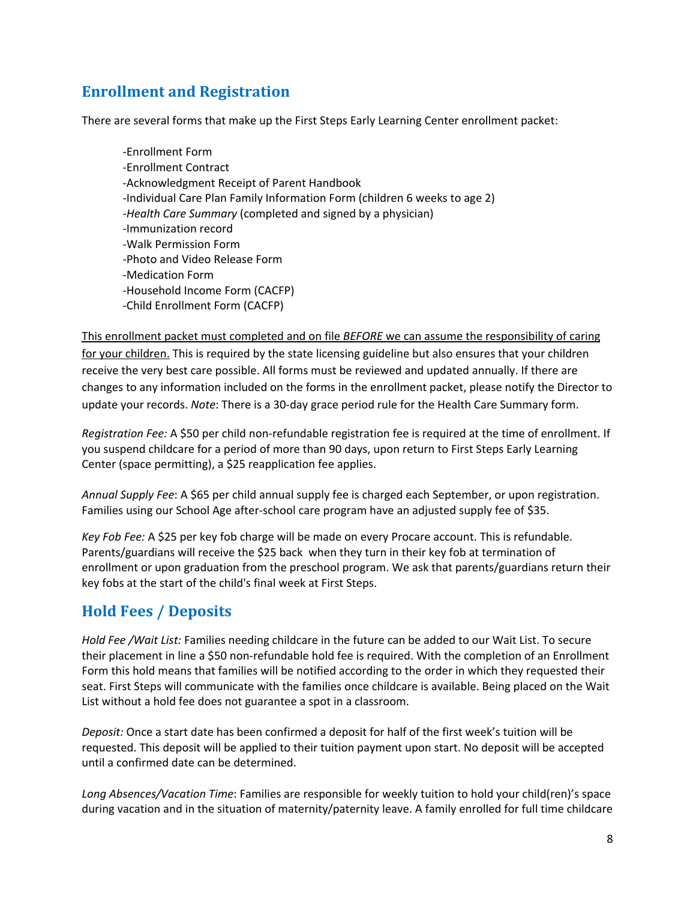## Enrollment and Registration

There are several forms that make up the First Steps Early Learning Center enrollment packet:

-Enrollment Form  
-Enrollment Contract  
-Acknowledgment Receipt of Parent Handbook  
-Individual Care Plan Family Information Form (children 6 weeks to age 2)  
-*Health Care Summary* (completed and signed by a physician)  
-Immunization record  
-Walk Permission Form  
-Photo and Video Release Form  
-Medication Form  
-Household Income Form (CACFP)  
-Child Enrollment Form (CACFP)

<u>This enrollment packet must completed and on file *BEFORE* we can assume the responsibility of caring for your children.</u> This is required by the state licensing guideline but also ensures that your children receive the very best care possible. All forms must be reviewed and updated annually. If there are changes to any information included on the forms in the enrollment packet, please notify the Director to update your records. *Note*: There is a 30-day grace period rule for the Health Care Summary form.

*Registration Fee:* A $50 per child non-refundable registration fee is required at the time of enrollment. If you suspend childcare for a period of more than 90 days, upon return to First Steps Early Learning Center (space permitting), a $25 reapplication fee applies.

*Annual Supply Fee*: A $65 per child annual supply fee is charged each September, or upon registration. Families using our School Age after-school care program have an adjusted supply fee of $35.

*Key Fob Fee:* A $25 per key fob charge will be made on every Procare account. This is refundable. Parents/guardians will receive the $25 back when they turn in their key fob at termination of enrollment or upon graduation from the preschool program. We ask that parents/guardians return their key fobs at the start of the child's final week at First Steps.

## Hold Fees / Deposits

*Hold Fee /Wait List:* Families needing childcare in the future can be added to our Wait List. To secure their placement in line a $50 non-refundable hold fee is required. With the completion of an Enrollment Form this hold means that families will be notified according to the order in which they requested their seat. First Steps will communicate with the families once childcare is available. Being placed on the Wait List without a hold fee does not guarantee a spot in a classroom.

*Deposit:* Once a start date has been confirmed a deposit for half of the first week's tuition will be requested. This deposit will be applied to their tuition payment upon start. No deposit will be accepted until a confirmed date can be determined.

*Long Absences/Vacation Time*: Families are responsible for weekly tuition to hold your child(ren)'s space during vacation and in the situation of maternity/paternity leave. A family enrolled for full time childcare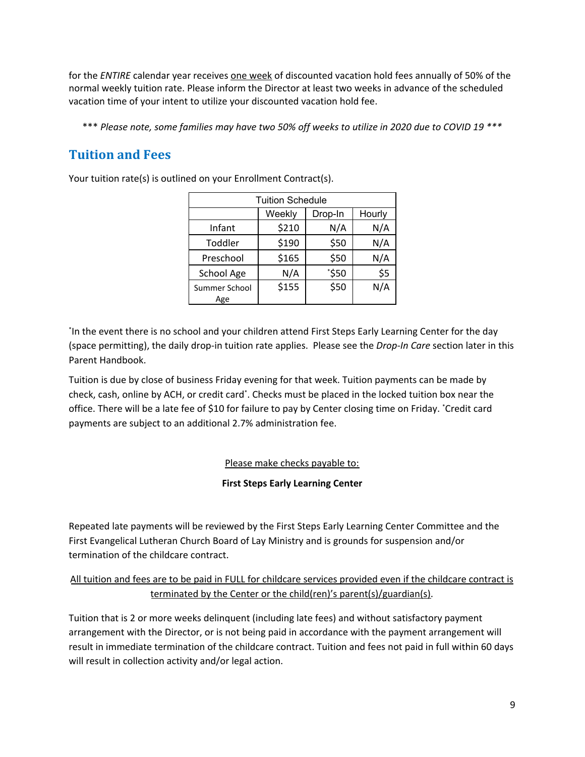for the *ENTIRE* calendar year receives one week of discounted vacation hold fees annually of 50% of the normal weekly tuition rate. Please inform the Director at least two weeks in advance of the scheduled vacation time of your intent to utilize your discounted vacation hold fee.

*** *Please note, some families may have two 50% off weeks to utilize in 2020 due to COVID 19* ***

## Tuition and Fees

Your tuition rate(s) is outlined on your Enrollment Contract(s).

| Tuition Schedule | | | |
|---|---|---|---|
| | Weekly | Drop-In | Hourly |
| Infant | $210 | N/A | N/A |
| Toddler | $190 | $50 | N/A |
| Preschool | $165 | $50 | N/A |
| School Age | N/A | *$50 | $5 |
| Summer School Age | $155 | $50 | N/A |

*In the event there is no school and your children attend First Steps Early Learning Center for the day (space permitting), the daily drop-in tuition rate applies. Please see the *Drop-In Care* section later in this Parent Handbook.

Tuition is due by close of business Friday evening for that week. Tuition payments can be made by check, cash, online by ACH, or credit card*. Checks must be placed in the locked tuition box near the office. There will be a late fee of $10 for failure to pay by Center closing time on Friday. *Credit card payments are subject to an additional 2.7% administration fee.

Please make checks payable to:

**First Steps Early Learning Center**

Repeated late payments will be reviewed by the First Steps Early Learning Center Committee and the First Evangelical Lutheran Church Board of Lay Ministry and is grounds for suspension and/or termination of the childcare contract.

All tuition and fees are to be paid in FULL for childcare services provided even if the childcare contract is terminated by the Center or the child(ren)'s parent(s)/guardian(s).

Tuition that is 2 or more weeks delinquent (including late fees) and without satisfactory payment arrangement with the Director, or is not being paid in accordance with the payment arrangement will result in immediate termination of the childcare contract. Tuition and fees not paid in full within 60 days will result in collection activity and/or legal action.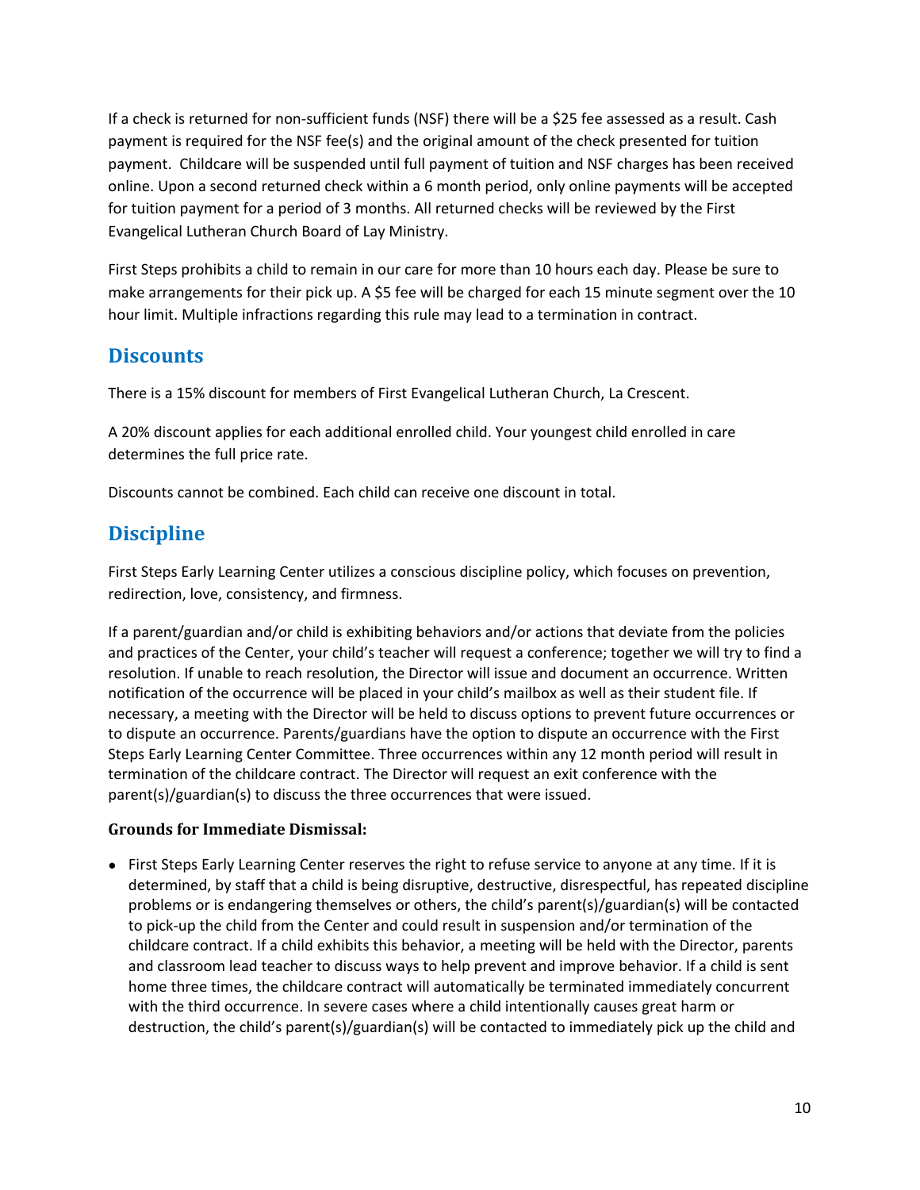If a check is returned for non-sufficient funds (NSF) there will be a $25 fee assessed as a result. Cash payment is required for the NSF fee(s) and the original amount of the check presented for tuition payment. Childcare will be suspended until full payment of tuition and NSF charges has been received online. Upon a second returned check within a 6 month period, only online payments will be accepted for tuition payment for a period of 3 months. All returned checks will be reviewed by the First Evangelical Lutheran Church Board of Lay Ministry.

First Steps prohibits a child to remain in our care for more than 10 hours each day. Please be sure to make arrangements for their pick up. A $5 fee will be charged for each 15 minute segment over the 10 hour limit. Multiple infractions regarding this rule may lead to a termination in contract.

## Discounts

There is a 15% discount for members of First Evangelical Lutheran Church, La Crescent.

A 20% discount applies for each additional enrolled child. Your youngest child enrolled in care determines the full price rate.

Discounts cannot be combined. Each child can receive one discount in total.

## Discipline

First Steps Early Learning Center utilizes a conscious discipline policy, which focuses on prevention, redirection, love, consistency, and firmness.

If a parent/guardian and/or child is exhibiting behaviors and/or actions that deviate from the policies and practices of the Center, your child's teacher will request a conference; together we will try to find a resolution. If unable to reach resolution, the Director will issue and document an occurrence. Written notification of the occurrence will be placed in your child's mailbox as well as their student file. If necessary, a meeting with the Director will be held to discuss options to prevent future occurrences or to dispute an occurrence. Parents/guardians have the option to dispute an occurrence with the First Steps Early Learning Center Committee. Three occurrences within any 12 month period will result in termination of the childcare contract. The Director will request an exit conference with the parent(s)/guardian(s) to discuss the three occurrences that were issued.

**Grounds for Immediate Dismissal:**

- First Steps Early Learning Center reserves the right to refuse service to anyone at any time. If it is determined, by staff that a child is being disruptive, destructive, disrespectful, has repeated discipline problems or is endangering themselves or others, the child's parent(s)/guardian(s) will be contacted to pick-up the child from the Center and could result in suspension and/or termination of the childcare contract. If a child exhibits this behavior, a meeting will be held with the Director, parents and classroom lead teacher to discuss ways to help prevent and improve behavior. If a child is sent home three times, the childcare contract will automatically be terminated immediately concurrent with the third occurrence. In severe cases where a child intentionally causes great harm or destruction, the child's parent(s)/guardian(s) will be contacted to immediately pick up the child and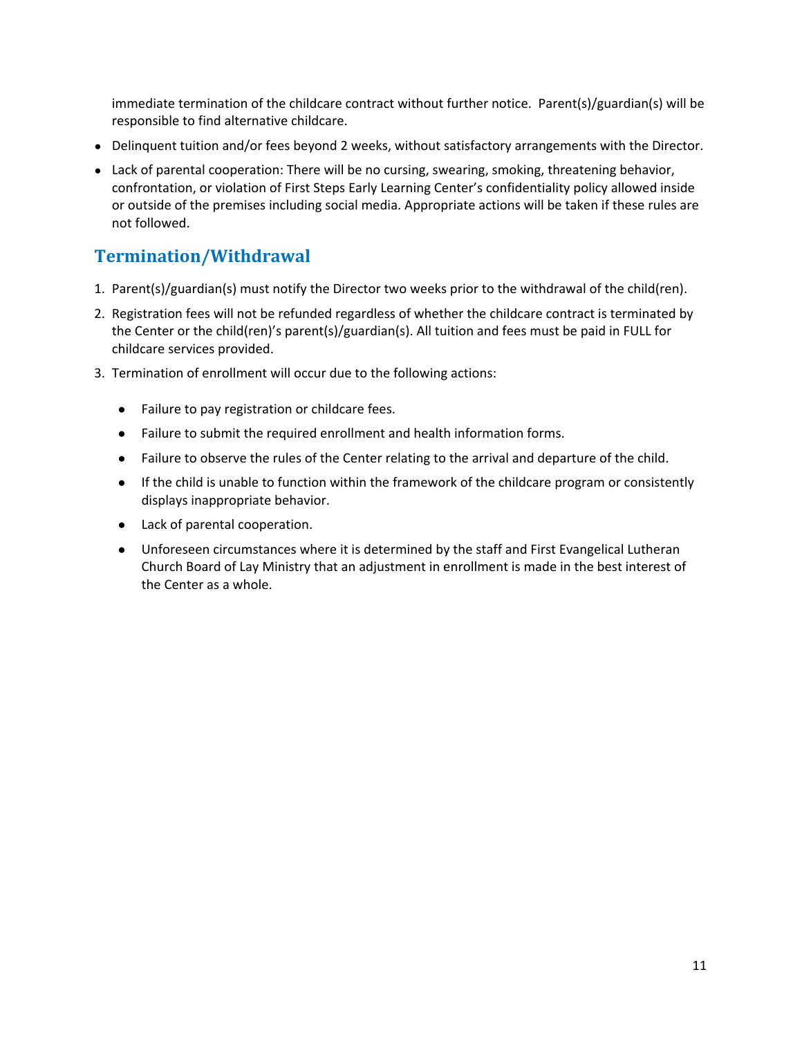immediate termination of the childcare contract without further notice. Parent(s)/guardian(s) will be responsible to find alternative childcare.

- Delinquent tuition and/or fees beyond 2 weeks, without satisfactory arrangements with the Director.
- Lack of parental cooperation: There will be no cursing, swearing, smoking, threatening behavior, confrontation, or violation of First Steps Early Learning Center's confidentiality policy allowed inside or outside of the premises including social media. Appropriate actions will be taken if these rules are not followed.

## Termination/Withdrawal

1. Parent(s)/guardian(s) must notify the Director two weeks prior to the withdrawal of the child(ren).
2. Registration fees will not be refunded regardless of whether the childcare contract is terminated by the Center or the child(ren)'s parent(s)/guardian(s). All tuition and fees must be paid in FULL for childcare services provided.
3. Termination of enrollment will occur due to the following actions:
   - Failure to pay registration or childcare fees.
   - Failure to submit the required enrollment and health information forms.
   - Failure to observe the rules of the Center relating to the arrival and departure of the child.
   - If the child is unable to function within the framework of the childcare program or consistently displays inappropriate behavior.
   - Lack of parental cooperation.
   - Unforeseen circumstances where it is determined by the staff and First Evangelical Lutheran Church Board of Lay Ministry that an adjustment in enrollment is made in the best interest of the Center as a whole.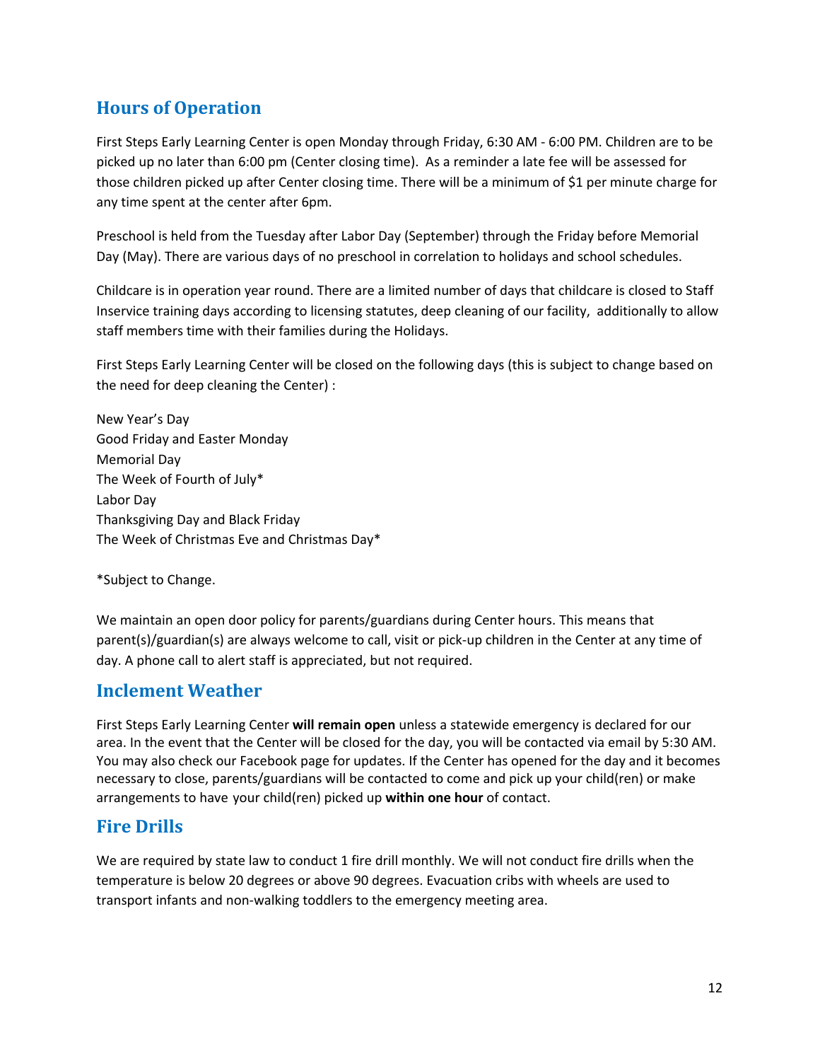## Hours of Operation

First Steps Early Learning Center is open Monday through Friday, 6:30 AM - 6:00 PM. Children are to be picked up no later than 6:00 pm (Center closing time). As a reminder a late fee will be assessed for those children picked up after Center closing time. There will be a minimum of $1 per minute charge for any time spent at the center after 6pm.

Preschool is held from the Tuesday after Labor Day (September) through the Friday before Memorial Day (May). There are various days of no preschool in correlation to holidays and school schedules.

Childcare is in operation year round. There are a limited number of days that childcare is closed to Staff Inservice training days according to licensing statutes, deep cleaning of our facility, additionally to allow staff members time with their families during the Holidays.

First Steps Early Learning Center will be closed on the following days (this is subject to change based on the need for deep cleaning the Center) :

New Year's Day
Good Friday and Easter Monday
Memorial Day
The Week of Fourth of July*
Labor Day
Thanksgiving Day and Black Friday
The Week of Christmas Eve and Christmas Day*

*Subject to Change.

We maintain an open door policy for parents/guardians during Center hours. This means that parent(s)/guardian(s) are always welcome to call, visit or pick-up children in the Center at any time of day. A phone call to alert staff is appreciated, but not required.

## Inclement Weather

First Steps Early Learning Center **will remain open** unless a statewide emergency is declared for our area. In the event that the Center will be closed for the day, you will be contacted via email by 5:30 AM. You may also check our Facebook page for updates. If the Center has opened for the day and it becomes necessary to close, parents/guardians will be contacted to come and pick up your child(ren) or make arrangements to have your child(ren) picked up **within one hour** of contact.

## Fire Drills

We are required by state law to conduct 1 fire drill monthly. We will not conduct fire drills when the temperature is below 20 degrees or above 90 degrees. Evacuation cribs with wheels are used to transport infants and non-walking toddlers to the emergency meeting area.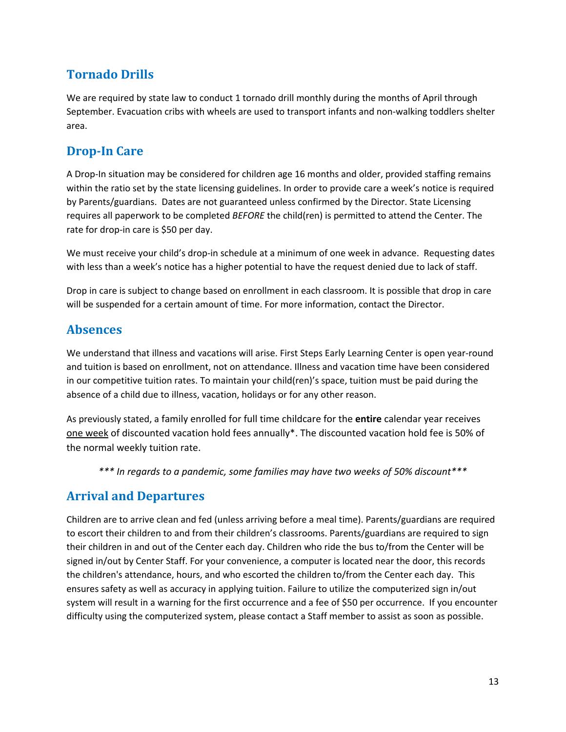## Tornado Drills

We are required by state law to conduct 1 tornado drill monthly during the months of April through September. Evacuation cribs with wheels are used to transport infants and non-walking toddlers shelter area.

## Drop-In Care

A Drop-In situation may be considered for children age 16 months and older, provided staffing remains within the ratio set by the state licensing guidelines. In order to provide care a week's notice is required by Parents/guardians. Dates are not guaranteed unless confirmed by the Director. State Licensing requires all paperwork to be completed *BEFORE* the child(ren) is permitted to attend the Center. The rate for drop-in care is $50 per day.

We must receive your child's drop-in schedule at a minimum of one week in advance. Requesting dates with less than a week's notice has a higher potential to have the request denied due to lack of staff.

Drop in care is subject to change based on enrollment in each classroom. It is possible that drop in care will be suspended for a certain amount of time. For more information, contact the Director.

## Absences

We understand that illness and vacations will arise. First Steps Early Learning Center is open year-round and tuition is based on enrollment, not on attendance. Illness and vacation time have been considered in our competitive tuition rates. To maintain your child(ren)'s space, tuition must be paid during the absence of a child due to illness, vacation, holidays or for any other reason.

As previously stated, a family enrolled for full time childcare for the **entire** calendar year receives <u>one week</u> of discounted vacation hold fees annually*. The discounted vacation hold fee is 50% of the normal weekly tuition rate.

*\*\*\* In regards to a pandemic, some families may have two weeks of 50% discount\*\*\**

## Arrival and Departures

Children are to arrive clean and fed (unless arriving before a meal time). Parents/guardians are required to escort their children to and from their children's classrooms. Parents/guardians are required to sign their children in and out of the Center each day. Children who ride the bus to/from the Center will be signed in/out by Center Staff. For your convenience, a computer is located near the door, this records the children's attendance, hours, and who escorted the children to/from the Center each day. This ensures safety as well as accuracy in applying tuition. Failure to utilize the computerized sign in/out system will result in a warning for the first occurrence and a fee of $50 per occurrence. If you encounter difficulty using the computerized system, please contact a Staff member to assist as soon as possible.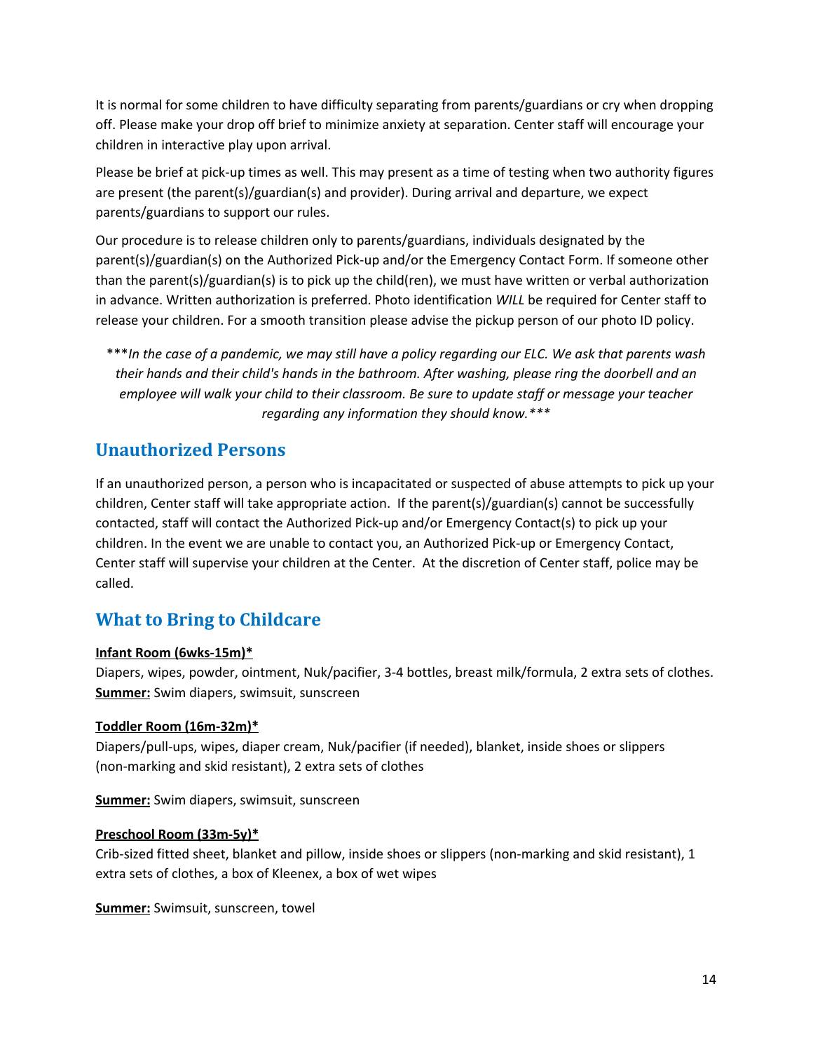It is normal for some children to have difficulty separating from parents/guardians or cry when dropping off. Please make your drop off brief to minimize anxiety at separation. Center staff will encourage your children in interactive play upon arrival.

Please be brief at pick-up times as well. This may present as a time of testing when two authority figures are present (the parent(s)/guardian(s) and provider). During arrival and departure, we expect parents/guardians to support our rules.

Our procedure is to release children only to parents/guardians, individuals designated by the parent(s)/guardian(s) on the Authorized Pick-up and/or the Emergency Contact Form. If someone other than the parent(s)/guardian(s) is to pick up the child(ren), we must have written or verbal authorization in advance. Written authorization is preferred. Photo identification *WILL* be required for Center staff to release your children. For a smooth transition please advise the pickup person of our photo ID policy.

***In the case of a pandemic, we may still have a policy regarding our ELC. We ask that parents wash their hands and their child's hands in the bathroom. After washing, please ring the doorbell and an employee will walk your child to their classroom. Be sure to update staff or message your teacher regarding any information they should know.***

## Unauthorized Persons

If an unauthorized person, a person who is incapacitated or suspected of abuse attempts to pick up your children, Center staff will take appropriate action. If the parent(s)/guardian(s) cannot be successfully contacted, staff will contact the Authorized Pick-up and/or Emergency Contact(s) to pick up your children. In the event we are unable to contact you, an Authorized Pick-up or Emergency Contact, Center staff will supervise your children at the Center. At the discretion of Center staff, police may be called.

## What to Bring to Childcare

**Infant Room (6wks-15m)***
Diapers, wipes, powder, ointment, Nuk/pacifier, 3-4 bottles, breast milk/formula, 2 extra sets of clothes.
**Summer:** Swim diapers, swimsuit, sunscreen

**Toddler Room (16m-32m)***
Diapers/pull-ups, wipes, diaper cream, Nuk/pacifier (if needed), blanket, inside shoes or slippers (non-marking and skid resistant), 2 extra sets of clothes

**Summer:** Swim diapers, swimsuit, sunscreen

**Preschool Room (33m-5y)***
Crib-sized fitted sheet, blanket and pillow, inside shoes or slippers (non-marking and skid resistant), 1 extra sets of clothes, a box of Kleenex, a box of wet wipes

**Summer:** Swimsuit, sunscreen, towel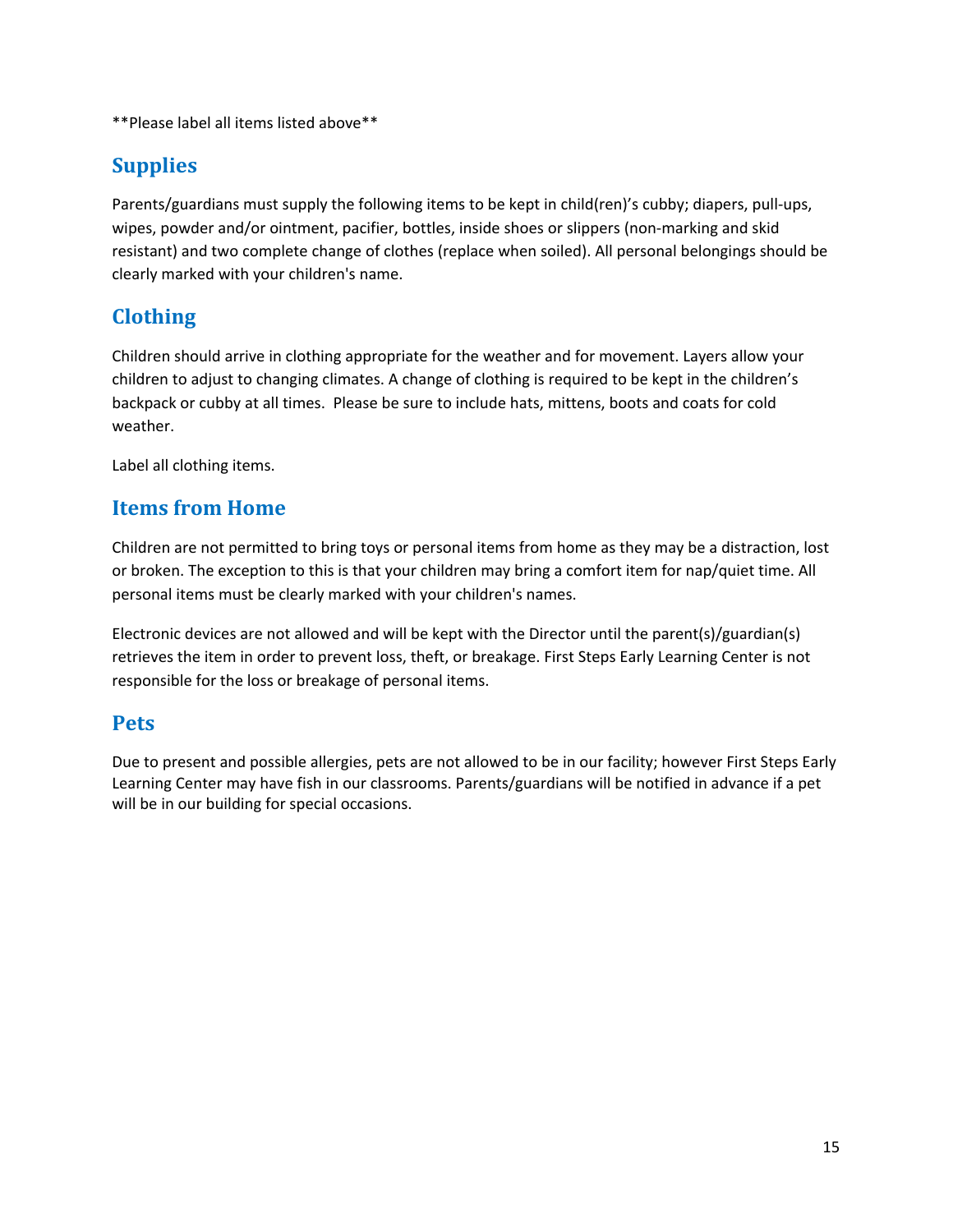**Please label all items listed above**

## Supplies

Parents/guardians must supply the following items to be kept in child(ren)'s cubby; diapers, pull-ups, wipes, powder and/or ointment, pacifier, bottles, inside shoes or slippers (non-marking and skid resistant) and two complete change of clothes (replace when soiled). All personal belongings should be clearly marked with your children's name.

## Clothing

Children should arrive in clothing appropriate for the weather and for movement. Layers allow your children to adjust to changing climates. A change of clothing is required to be kept in the children's backpack or cubby at all times. Please be sure to include hats, mittens, boots and coats for cold weather.

Label all clothing items.

## Items from Home

Children are not permitted to bring toys or personal items from home as they may be a distraction, lost or broken. The exception to this is that your children may bring a comfort item for nap/quiet time. All personal items must be clearly marked with your children's names.

Electronic devices are not allowed and will be kept with the Director until the parent(s)/guardian(s) retrieves the item in order to prevent loss, theft, or breakage. First Steps Early Learning Center is not responsible for the loss or breakage of personal items.

## Pets

Due to present and possible allergies, pets are not allowed to be in our facility; however First Steps Early Learning Center may have fish in our classrooms. Parents/guardians will be notified in advance if a pet will be in our building for special occasions.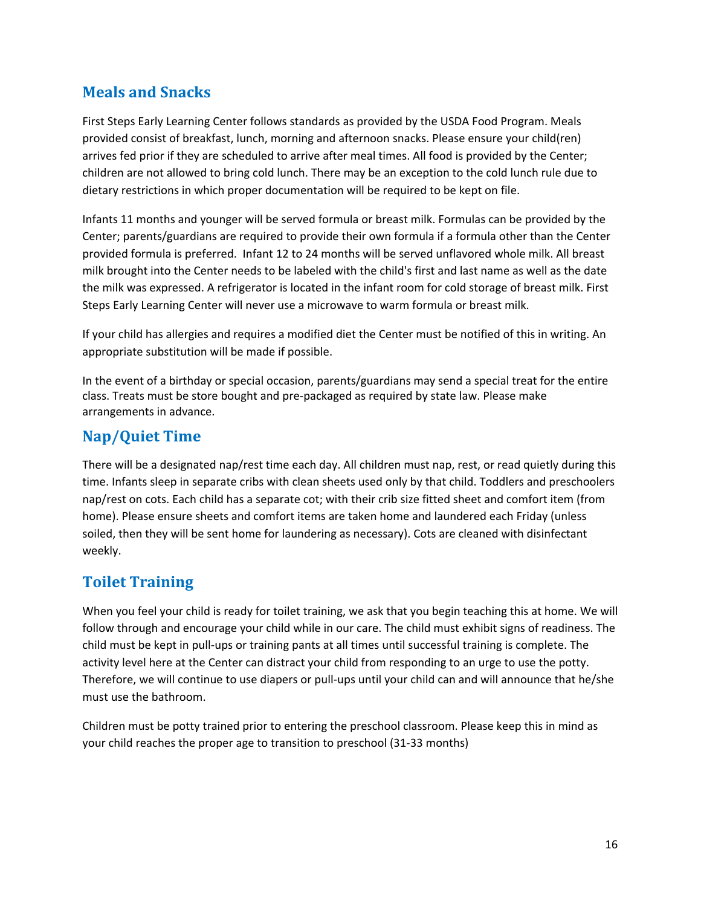## Meals and Snacks

First Steps Early Learning Center follows standards as provided by the USDA Food Program. Meals provided consist of breakfast, lunch, morning and afternoon snacks. Please ensure your child(ren) arrives fed prior if they are scheduled to arrive after meal times. All food is provided by the Center; children are not allowed to bring cold lunch. There may be an exception to the cold lunch rule due to dietary restrictions in which proper documentation will be required to be kept on file.

Infants 11 months and younger will be served formula or breast milk. Formulas can be provided by the Center; parents/guardians are required to provide their own formula if a formula other than the Center provided formula is preferred. Infant 12 to 24 months will be served unflavored whole milk. All breast milk brought into the Center needs to be labeled with the child's first and last name as well as the date the milk was expressed. A refrigerator is located in the infant room for cold storage of breast milk. First Steps Early Learning Center will never use a microwave to warm formula or breast milk.

If your child has allergies and requires a modified diet the Center must be notified of this in writing. An appropriate substitution will be made if possible.

In the event of a birthday or special occasion, parents/guardians may send a special treat for the entire class. Treats must be store bought and pre-packaged as required by state law. Please make arrangements in advance.

## Nap/Quiet Time

There will be a designated nap/rest time each day. All children must nap, rest, or read quietly during this time. Infants sleep in separate cribs with clean sheets used only by that child. Toddlers and preschoolers nap/rest on cots. Each child has a separate cot; with their crib size fitted sheet and comfort item (from home). Please ensure sheets and comfort items are taken home and laundered each Friday (unless soiled, then they will be sent home for laundering as necessary). Cots are cleaned with disinfectant weekly.

## Toilet Training

When you feel your child is ready for toilet training, we ask that you begin teaching this at home. We will follow through and encourage your child while in our care. The child must exhibit signs of readiness. The child must be kept in pull-ups or training pants at all times until successful training is complete. The activity level here at the Center can distract your child from responding to an urge to use the potty. Therefore, we will continue to use diapers or pull-ups until your child can and will announce that he/she must use the bathroom.

Children must be potty trained prior to entering the preschool classroom. Please keep this in mind as your child reaches the proper age to transition to preschool (31-33 months)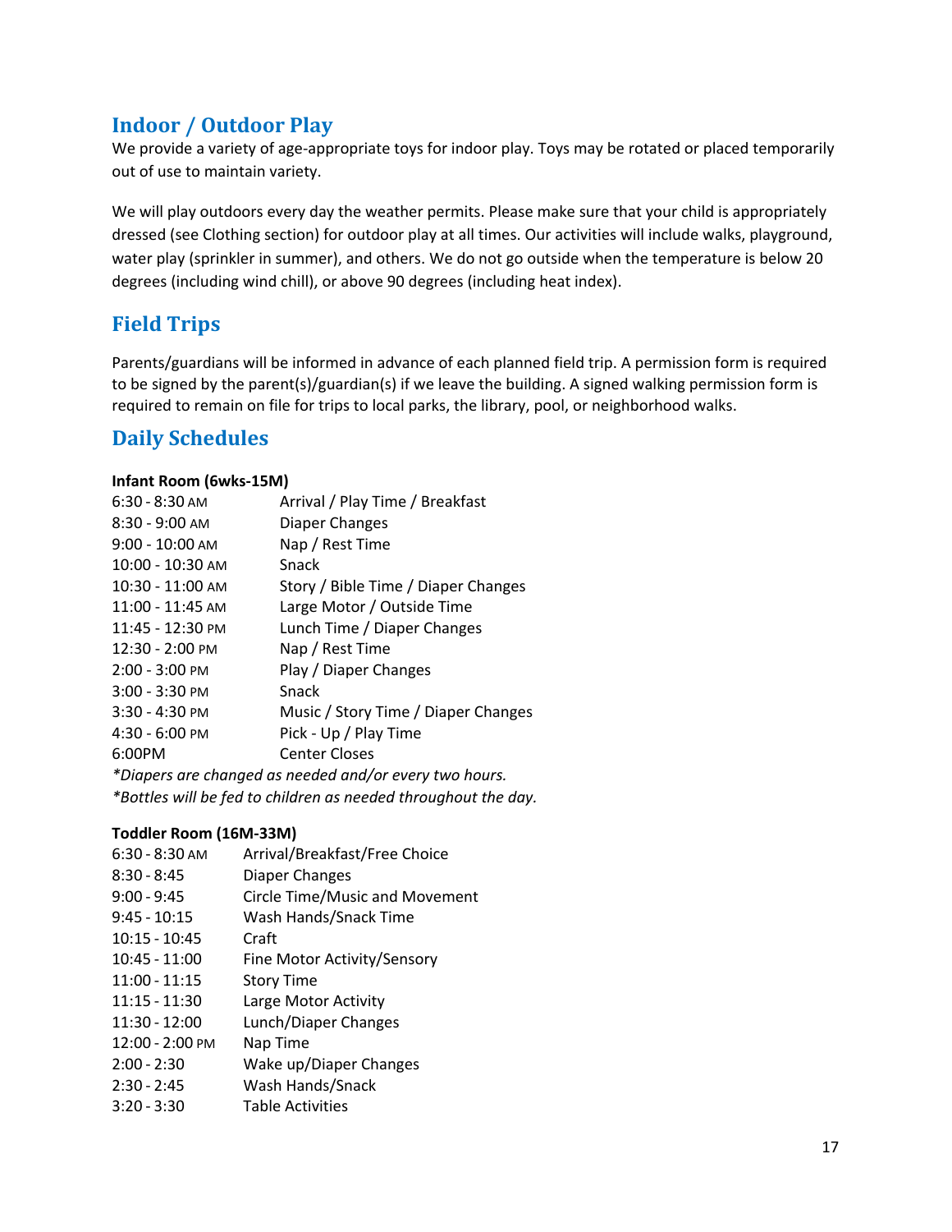## Indoor / Outdoor Play

We provide a variety of age-appropriate toys for indoor play. Toys may be rotated or placed temporarily out of use to maintain variety.

We will play outdoors every day the weather permits. Please make sure that your child is appropriately dressed (see Clothing section) for outdoor play at all times. Our activities will include walks, playground, water play (sprinkler in summer), and others. We do not go outside when the temperature is below 20 degrees (including wind chill), or above 90 degrees (including heat index).

## Field Trips

Parents/guardians will be informed in advance of each planned field trip. A permission form is required to be signed by the parent(s)/guardian(s) if we leave the building. A signed walking permission form is required to remain on file for trips to local parks, the library, pool, or neighborhood walks.

## Daily Schedules

**Infant Room (6wks-15M)**

| | |
|---|---|
| 6:30 - 8:30 AM | Arrival / Play Time / Breakfast |
| 8:30 - 9:00 AM | Diaper Changes |
| 9:00 - 10:00 AM | Nap / Rest Time |
| 10:00 - 10:30 AM | Snack |
| 10:30 - 11:00 AM | Story / Bible Time / Diaper Changes |
| 11:00 - 11:45 AM | Large Motor / Outside Time |
| 11:45 - 12:30 PM | Lunch Time / Diaper Changes |
| 12:30 - 2:00 PM | Nap / Rest Time |
| 2:00 - 3:00 PM | Play / Diaper Changes |
| 3:00 - 3:30 PM | Snack |
| 3:30 - 4:30 PM | Music / Story Time / Diaper Changes |
| 4:30 - 6:00 PM | Pick - Up / Play Time |
| 6:00PM | Center Closes |

*\*Diapers are changed as needed and/or every two hours.*
*\*Bottles will be fed to children as needed throughout the day.*

**Toddler Room (16M-33M)**

| | |
|---|---|
| 6:30 - 8:30 AM | Arrival/Breakfast/Free Choice |
| 8:30 - 8:45 | Diaper Changes |
| 9:00 - 9:45 | Circle Time/Music and Movement |
| 9:45 - 10:15 | Wash Hands/Snack Time |
| 10:15 - 10:45 | Craft |
| 10:45 - 11:00 | Fine Motor Activity/Sensory |
| 11:00 - 11:15 | Story Time |
| 11:15 - 11:30 | Large Motor Activity |
| 11:30 - 12:00 | Lunch/Diaper Changes |
| 12:00 - 2:00 PM | Nap Time |
| 2:00 - 2:30 | Wake up/Diaper Changes |
| 2:30 - 2:45 | Wash Hands/Snack |
| 3:20 - 3:30 | Table Activities |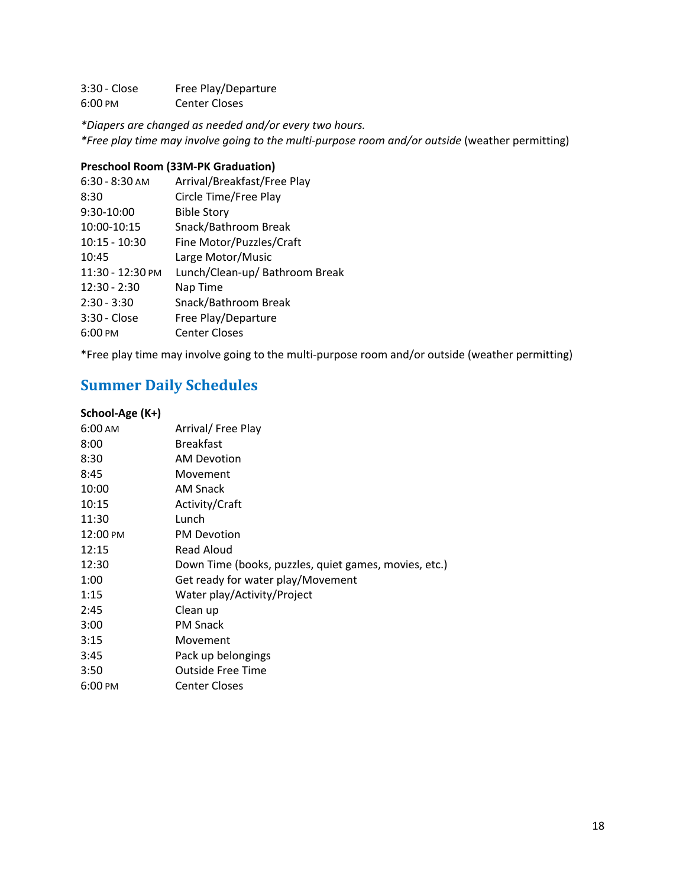| | |
|---|---|
| 3:30 - Close | Free Play/Departure |
| 6:00 PM | Center Closes |

*\*Diapers are changed as needed and/or every two hours.*
*\*Free play time may involve going to the multi-purpose room and/or outside* (weather permitting)

**Preschool Room (33M-PK Graduation)**

| | |
|---|---|
| 6:30 - 8:30 AM | Arrival/Breakfast/Free Play |
| 8:30 | Circle Time/Free Play |
| 9:30-10:00 | Bible Story |
| 10:00-10:15 | Snack/Bathroom Break |
| 10:15 - 10:30 | Fine Motor/Puzzles/Craft |
| 10:45 | Large Motor/Music |
| 11:30 - 12:30 PM | Lunch/Clean-up/ Bathroom Break |
| 12:30 - 2:30 | Nap Time |
| 2:30 - 3:30 | Snack/Bathroom Break |
| 3:30 - Close | Free Play/Departure |
| 6:00 PM | Center Closes |

*Free play time may involve going to the multi-purpose room and/or outside (weather permitting)

## Summer Daily Schedules

**School-Age (K+)**

| | |
|---|---|
| 6:00 AM | Arrival/ Free Play |
| 8:00 | Breakfast |
| 8:30 | AM Devotion |
| 8:45 | Movement |
| 10:00 | AM Snack |
| 10:15 | Activity/Craft |
| 11:30 | Lunch |
| 12:00 PM | PM Devotion |
| 12:15 | Read Aloud |
| 12:30 | Down Time (books, puzzles, quiet games, movies, etc.) |
| 1:00 | Get ready for water play/Movement |
| 1:15 | Water play/Activity/Project |
| 2:45 | Clean up |
| 3:00 | PM Snack |
| 3:15 | Movement |
| 3:45 | Pack up belongings |
| 3:50 | Outside Free Time |
| 6:00 PM | Center Closes |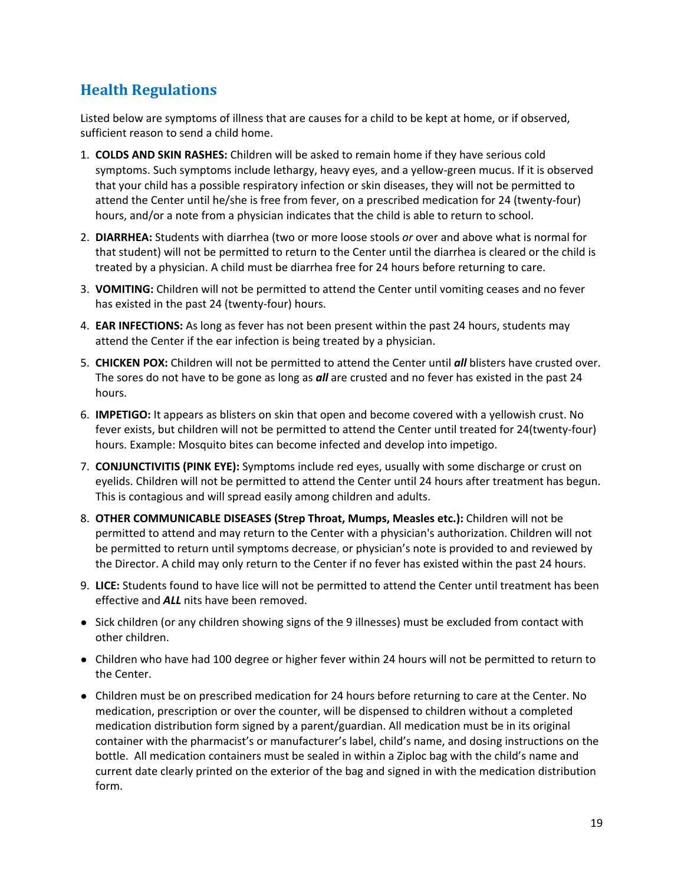## Health Regulations

Listed below are symptoms of illness that are causes for a child to be kept at home, or if observed, sufficient reason to send a child home.

1. **COLDS AND SKIN RASHES:** Children will be asked to remain home if they have serious cold symptoms. Such symptoms include lethargy, heavy eyes, and a yellow-green mucus. If it is observed that your child has a possible respiratory infection or skin diseases, they will not be permitted to attend the Center until he/she is free from fever, on a prescribed medication for 24 (twenty-four) hours, and/or a note from a physician indicates that the child is able to return to school.
2. **DIARRHEA:** Students with diarrhea (two or more loose stools *or* over and above what is normal for that student) will not be permitted to return to the Center until the diarrhea is cleared or the child is treated by a physician. A child must be diarrhea free for 24 hours before returning to care.
3. **VOMITING:** Children will not be permitted to attend the Center until vomiting ceases and no fever has existed in the past 24 (twenty-four) hours.
4. **EAR INFECTIONS:** As long as fever has not been present within the past 24 hours, students may attend the Center if the ear infection is being treated by a physician.
5. **CHICKEN POX:** Children will not be permitted to attend the Center until ***all*** blisters have crusted over. The sores do not have to be gone as long as ***all*** are crusted and no fever has existed in the past 24 hours.
6. **IMPETIGO:** It appears as blisters on skin that open and become covered with a yellowish crust. No fever exists, but children will not be permitted to attend the Center until treated for 24(twenty-four) hours. Example: Mosquito bites can become infected and develop into impetigo.
7. **CONJUNCTIVITIS (PINK EYE):** Symptoms include red eyes, usually with some discharge or crust on eyelids. Children will not be permitted to attend the Center until 24 hours after treatment has begun. This is contagious and will spread easily among children and adults.
8. **OTHER COMMUNICABLE DISEASES (Strep Throat, Mumps, Measles etc.):** Children will not be permitted to attend and may return to the Center with a physician's authorization. Children will not be permitted to return until symptoms decrease, or physician's note is provided to and reviewed by the Director. A child may only return to the Center if no fever has existed within the past 24 hours.
9. **LICE:** Students found to have lice will not be permitted to attend the Center until treatment has been effective and ***ALL*** nits have been removed.

- Sick children (or any children showing signs of the 9 illnesses) must be excluded from contact with other children.
- Children who have had 100 degree or higher fever within 24 hours will not be permitted to return to the Center.
- Children must be on prescribed medication for 24 hours before returning to care at the Center. No medication, prescription or over the counter, will be dispensed to children without a completed medication distribution form signed by a parent/guardian. All medication must be in its original container with the pharmacist's or manufacturer's label, child's name, and dosing instructions on the bottle. All medication containers must be sealed in within a Ziploc bag with the child's name and current date clearly printed on the exterior of the bag and signed in with the medication distribution form.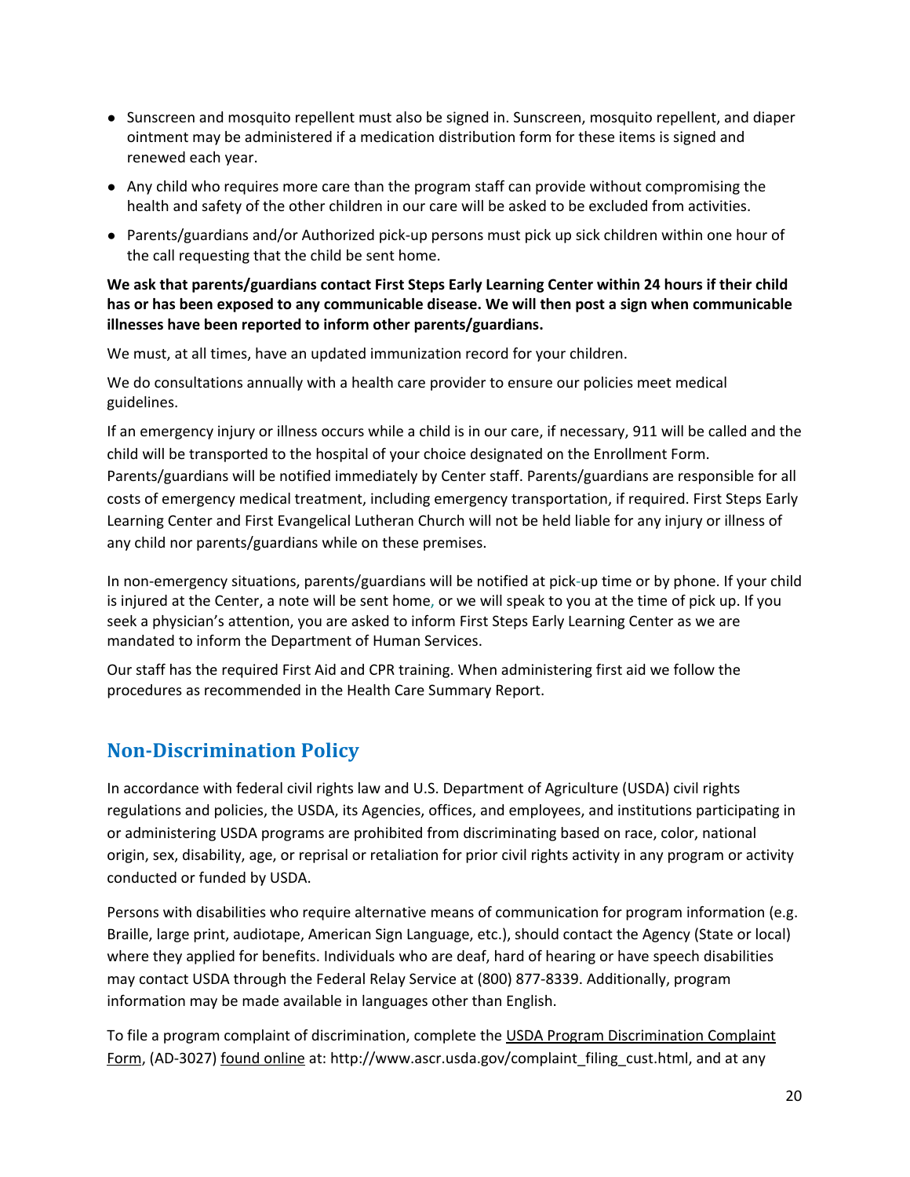- Sunscreen and mosquito repellent must also be signed in. Sunscreen, mosquito repellent, and diaper ointment may be administered if a medication distribution form for these items is signed and renewed each year.
- Any child who requires more care than the program staff can provide without compromising the health and safety of the other children in our care will be asked to be excluded from activities.
- Parents/guardians and/or Authorized pick-up persons must pick up sick children within one hour of the call requesting that the child be sent home.

**We ask that parents/guardians contact First Steps Early Learning Center within 24 hours if their child has or has been exposed to any communicable disease. We will then post a sign when communicable illnesses have been reported to inform other parents/guardians.**

We must, at all times, have an updated immunization record for your children.

We do consultations annually with a health care provider to ensure our policies meet medical guidelines.

If an emergency injury or illness occurs while a child is in our care, if necessary, 911 will be called and the child will be transported to the hospital of your choice designated on the Enrollment Form. Parents/guardians will be notified immediately by Center staff. Parents/guardians are responsible for all costs of emergency medical treatment, including emergency transportation, if required. First Steps Early Learning Center and First Evangelical Lutheran Church will not be held liable for any injury or illness of any child nor parents/guardians while on these premises.

In non-emergency situations, parents/guardians will be notified at pick-up time or by phone. If your child is injured at the Center, a note will be sent home, or we will speak to you at the time of pick up. If you seek a physician's attention, you are asked to inform First Steps Early Learning Center as we are mandated to inform the Department of Human Services.

Our staff has the required First Aid and CPR training. When administering first aid we follow the procedures as recommended in the Health Care Summary Report.

## Non-Discrimination Policy

In accordance with federal civil rights law and U.S. Department of Agriculture (USDA) civil rights regulations and policies, the USDA, its Agencies, offices, and employees, and institutions participating in or administering USDA programs are prohibited from discriminating based on race, color, national origin, sex, disability, age, or reprisal or retaliation for prior civil rights activity in any program or activity conducted or funded by USDA.

Persons with disabilities who require alternative means of communication for program information (e.g. Braille, large print, audiotape, American Sign Language, etc.), should contact the Agency (State or local) where they applied for benefits. Individuals who are deaf, hard of hearing or have speech disabilities may contact USDA through the Federal Relay Service at (800) 877-8339. Additionally, program information may be made available in languages other than English.

To file a program complaint of discrimination, complete the USDA Program Discrimination Complaint Form, (AD-3027) found online at: http://www.ascr.usda.gov/complaint_filing_cust.html, and at any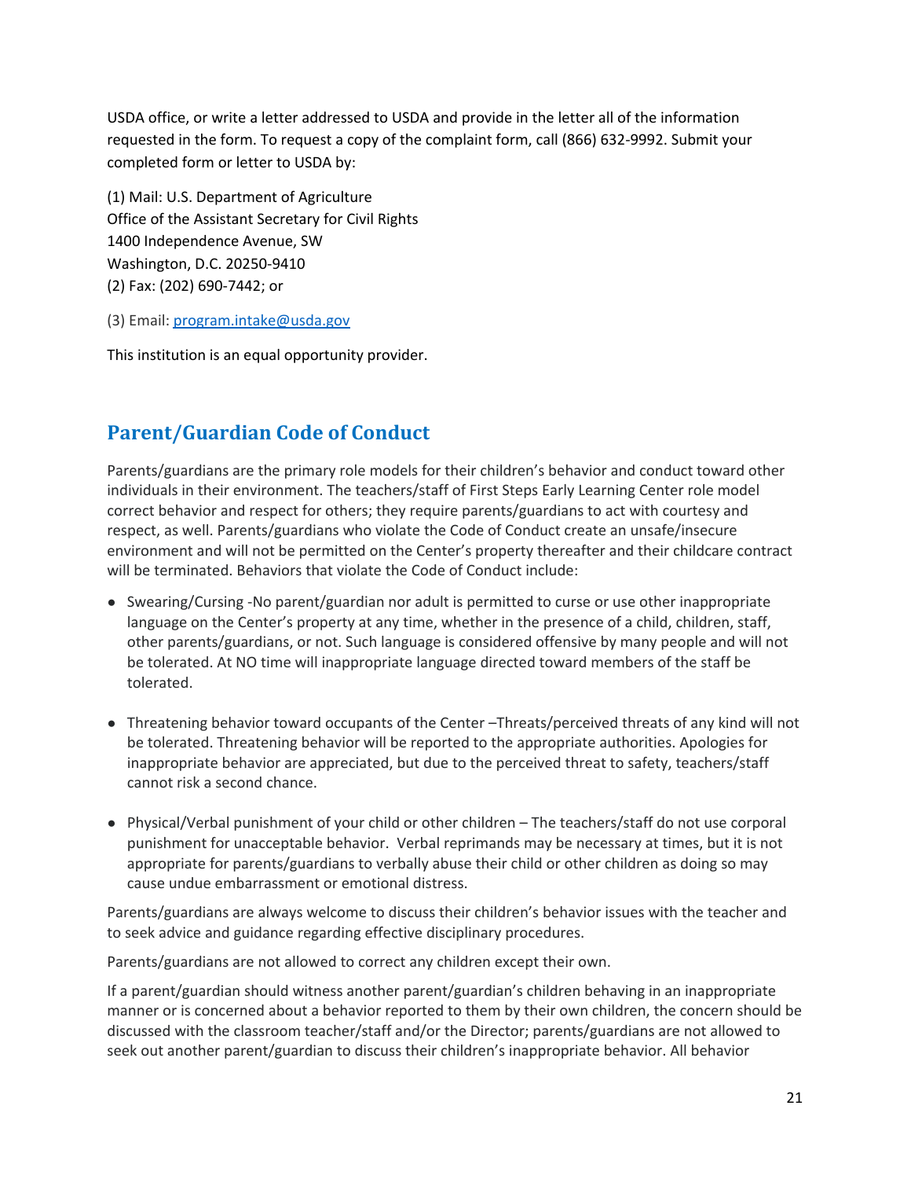USDA office, or write a letter addressed to USDA and provide in the letter all of the information requested in the form. To request a copy of the complaint form, call (866) 632-9992. Submit your completed form or letter to USDA by:

(1) Mail: U.S. Department of Agriculture
Office of the Assistant Secretary for Civil Rights
1400 Independence Avenue, SW
Washington, D.C. 20250-9410
(2) Fax: (202) 690-7442; or

(3) Email: program.intake@usda.gov

This institution is an equal opportunity provider.

## Parent/Guardian Code of Conduct

Parents/guardians are the primary role models for their children's behavior and conduct toward other individuals in their environment. The teachers/staff of First Steps Early Learning Center role model correct behavior and respect for others; they require parents/guardians to act with courtesy and respect, as well. Parents/guardians who violate the Code of Conduct create an unsafe/insecure environment and will not be permitted on the Center's property thereafter and their childcare contract will be terminated. Behaviors that violate the Code of Conduct include:

- Swearing/Cursing -No parent/guardian nor adult is permitted to curse or use other inappropriate language on the Center's property at any time, whether in the presence of a child, children, staff, other parents/guardians, or not. Such language is considered offensive by many people and will not be tolerated. At NO time will inappropriate language directed toward members of the staff be tolerated.

- Threatening behavior toward occupants of the Center –Threats/perceived threats of any kind will not be tolerated. Threatening behavior will be reported to the appropriate authorities. Apologies for inappropriate behavior are appreciated, but due to the perceived threat to safety, teachers/staff cannot risk a second chance.

- Physical/Verbal punishment of your child or other children – The teachers/staff do not use corporal punishment for unacceptable behavior. Verbal reprimands may be necessary at times, but it is not appropriate for parents/guardians to verbally abuse their child or other children as doing so may cause undue embarrassment or emotional distress.

Parents/guardians are always welcome to discuss their children's behavior issues with the teacher and to seek advice and guidance regarding effective disciplinary procedures.

Parents/guardians are not allowed to correct any children except their own.

If a parent/guardian should witness another parent/guardian's children behaving in an inappropriate manner or is concerned about a behavior reported to them by their own children, the concern should be discussed with the classroom teacher/staff and/or the Director; parents/guardians are not allowed to seek out another parent/guardian to discuss their children's inappropriate behavior. All behavior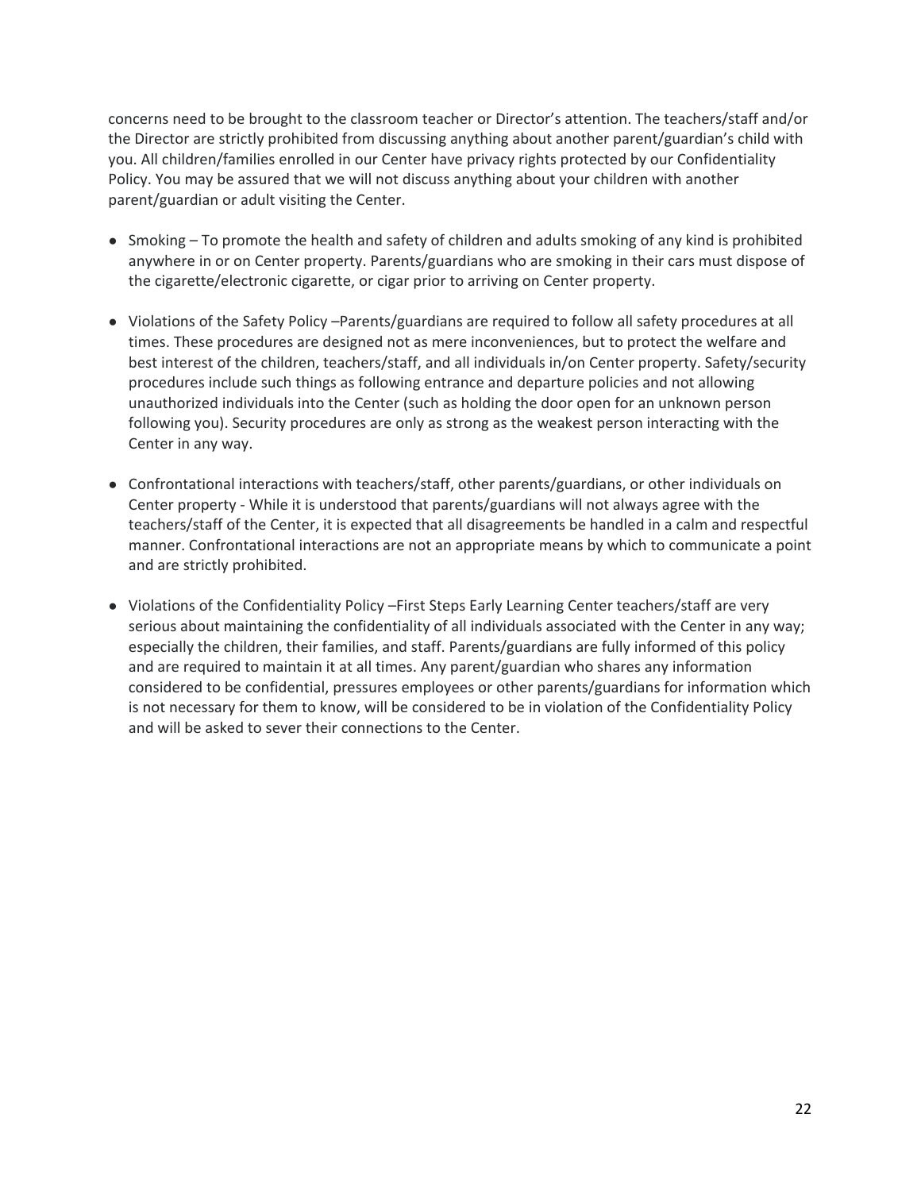concerns need to be brought to the classroom teacher or Director's attention. The teachers/staff and/or the Director are strictly prohibited from discussing anything about another parent/guardian's child with you. All children/families enrolled in our Center have privacy rights protected by our Confidentiality Policy. You may be assured that we will not discuss anything about your children with another parent/guardian or adult visiting the Center.

- Smoking – To promote the health and safety of children and adults smoking of any kind is prohibited anywhere in or on Center property. Parents/guardians who are smoking in their cars must dispose of the cigarette/electronic cigarette, or cigar prior to arriving on Center property.

- Violations of the Safety Policy –Parents/guardians are required to follow all safety procedures at all times. These procedures are designed not as mere inconveniences, but to protect the welfare and best interest of the children, teachers/staff, and all individuals in/on Center property. Safety/security procedures include such things as following entrance and departure policies and not allowing unauthorized individuals into the Center (such as holding the door open for an unknown person following you). Security procedures are only as strong as the weakest person interacting with the Center in any way.

- Confrontational interactions with teachers/staff, other parents/guardians, or other individuals on Center property - While it is understood that parents/guardians will not always agree with the teachers/staff of the Center, it is expected that all disagreements be handled in a calm and respectful manner. Confrontational interactions are not an appropriate means by which to communicate a point and are strictly prohibited.

- Violations of the Confidentiality Policy –First Steps Early Learning Center teachers/staff are very serious about maintaining the confidentiality of all individuals associated with the Center in any way; especially the children, their families, and staff. Parents/guardians are fully informed of this policy and are required to maintain it at all times. Any parent/guardian who shares any information considered to be confidential, pressures employees or other parents/guardians for information which is not necessary for them to know, will be considered to be in violation of the Confidentiality Policy and will be asked to sever their connections to the Center.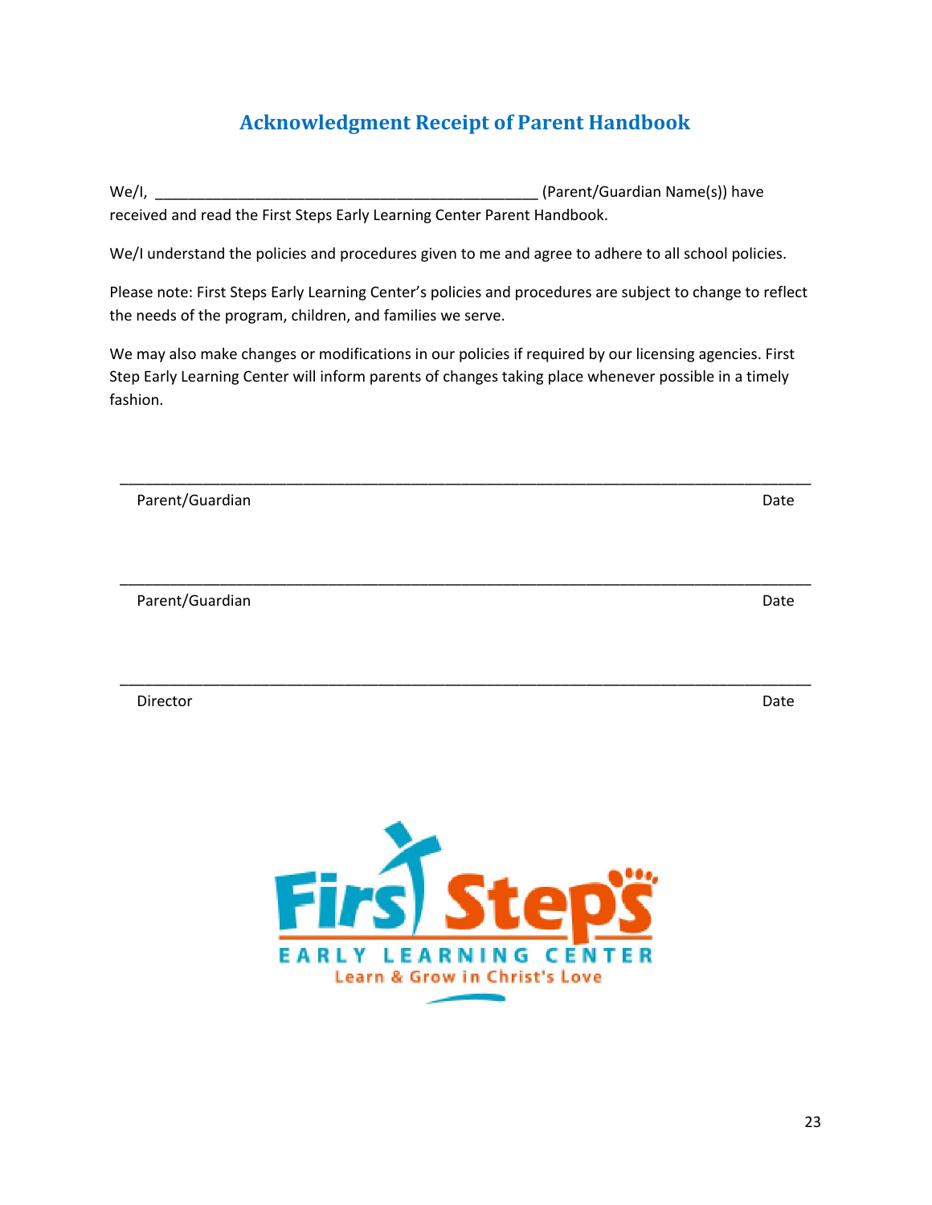## Acknowledgment Receipt of Parent Handbook

We/I, _______________________________________________ (Parent/Guardian Name(s)) have received and read the First Steps Early Learning Center Parent Handbook.

We/I understand the policies and procedures given to me and agree to adhere to all school policies.

Please note: First Steps Early Learning Center's policies and procedures are subject to change to reflect the needs of the program, children, and families we serve.

We may also make changes or modifications in our policies if required by our licensing agencies. First Step Early Learning Center will inform parents of changes taking place whenever possible in a timely fashion.

_____________________________________________________________________________

Parent/Guardian Date

_____________________________________________________________________________

Parent/Guardian Date

_____________________________________________________________________________

Director Date

First Steps

EARLY LEARNING CENTER

Learn & Grow in Christ's Love